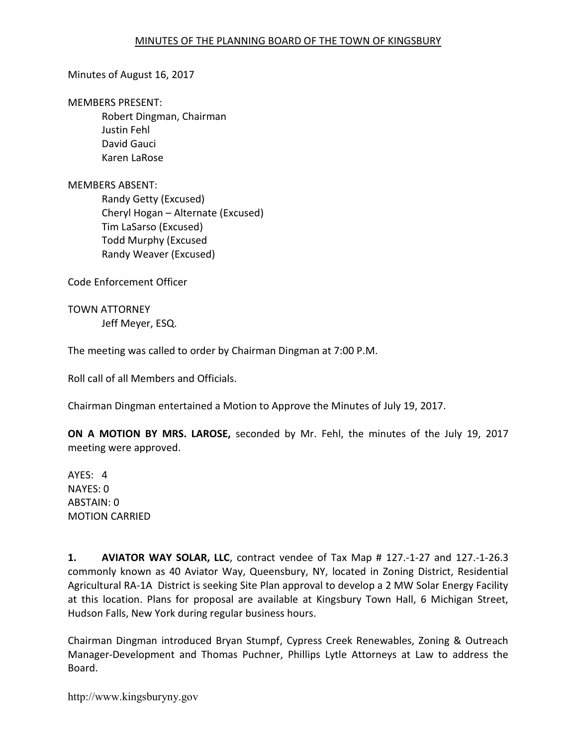# MINUTES OF THE PLANNING BOARD OF THE TOWN OF KINGSBURY

Minutes of August 16, 2017

MEMBERS PRESENT:

Robert Dingman, Chairman
Justin Fehl
David Gauci
Karen LaRose

MEMBERS ABSENT:

Randy Getty (Excused)
Cheryl Hogan – Alternate (Excused)
Tim LaSarso (Excused)
Todd Murphy (Excused
Randy Weaver (Excused)

Code Enforcement Officer

TOWN ATTORNEY

Jeff Meyer, ESQ.

The meeting was called to order by Chairman Dingman at 7:00 P.M.

Roll call of all Members and Officials.

Chairman Dingman entertained a Motion to Approve the Minutes of July 19, 2017.

**ON A MOTION BY MRS. LAROSE,** seconded by Mr. Fehl, the minutes of the July 19, 2017 meeting were approved.

AYES: 4
NAYES: 0
ABSTAIN: 0
MOTION CARRIED

**1. AVIATOR WAY SOLAR, LLC**, contract vendee of Tax Map # 127.-1-27 and 127.-1-26.3 commonly known as 40 Aviator Way, Queensbury, NY, located in Zoning District, Residential Agricultural RA-1A District is seeking Site Plan approval to develop a 2 MW Solar Energy Facility at this location. Plans for proposal are available at Kingsbury Town Hall, 6 Michigan Street, Hudson Falls, New York during regular business hours.

Chairman Dingman introduced Bryan Stumpf, Cypress Creek Renewables, Zoning & Outreach Manager-Development and Thomas Puchner, Phillips Lytle Attorneys at Law to address the Board.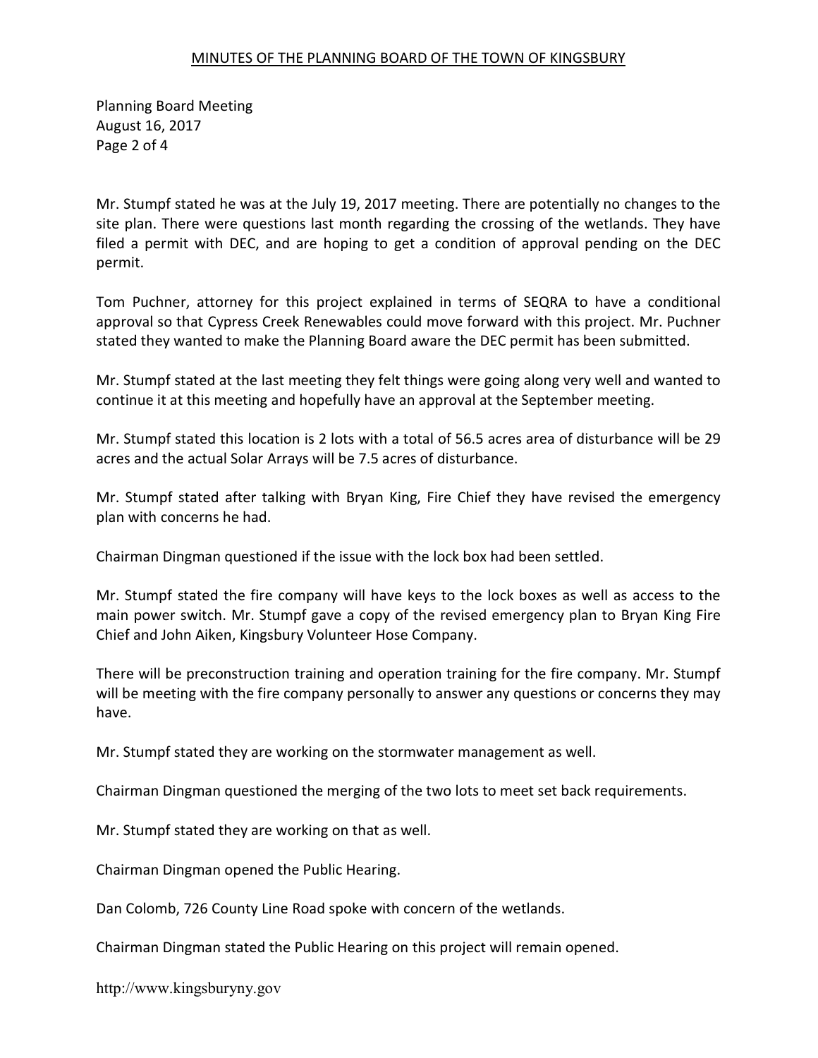Mr. Stumpf stated he was at the July 19, 2017 meeting. There are potentially no changes to the site plan. There were questions last month regarding the crossing of the wetlands. They have filed a permit with DEC, and are hoping to get a condition of approval pending on the DEC permit.

Tom Puchner, attorney for this project explained in terms of SEQRA to have a conditional approval so that Cypress Creek Renewables could move forward with this project. Mr. Puchner stated they wanted to make the Planning Board aware the DEC permit has been submitted.

Mr. Stumpf stated at the last meeting they felt things were going along very well and wanted to continue it at this meeting and hopefully have an approval at the September meeting.

Mr. Stumpf stated this location is 2 lots with a total of 56.5 acres area of disturbance will be 29 acres and the actual Solar Arrays will be 7.5 acres of disturbance.

Mr. Stumpf stated after talking with Bryan King, Fire Chief they have revised the emergency plan with concerns he had.

Chairman Dingman questioned if the issue with the lock box had been settled.

Mr. Stumpf stated the fire company will have keys to the lock boxes as well as access to the main power switch. Mr. Stumpf gave a copy of the revised emergency plan to Bryan King Fire Chief and John Aiken, Kingsbury Volunteer Hose Company.

There will be preconstruction training and operation training for the fire company. Mr. Stumpf will be meeting with the fire company personally to answer any questions or concerns they may have.

Mr. Stumpf stated they are working on the stormwater management as well.

Chairman Dingman questioned the merging of the two lots to meet set back requirements.

Mr. Stumpf stated they are working on that as well.

Chairman Dingman opened the Public Hearing.

Dan Colomb, 726 County Line Road spoke with concern of the wetlands.

Chairman Dingman stated the Public Hearing on this project will remain opened.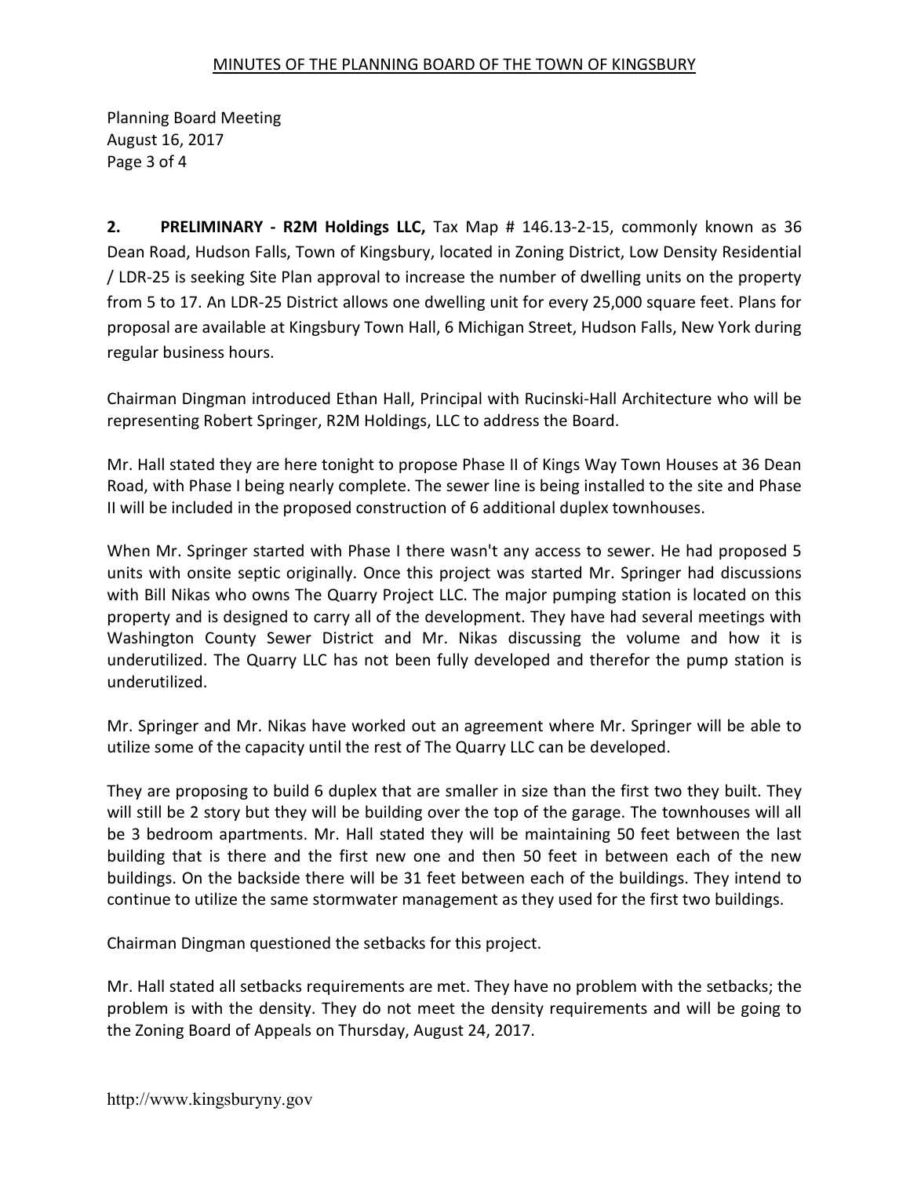**2. PRELIMINARY - R2M Holdings LLC,** Tax Map # 146.13-2-15, commonly known as 36 Dean Road, Hudson Falls, Town of Kingsbury, located in Zoning District, Low Density Residential / LDR-25 is seeking Site Plan approval to increase the number of dwelling units on the property from 5 to 17. An LDR-25 District allows one dwelling unit for every 25,000 square feet. Plans for proposal are available at Kingsbury Town Hall, 6 Michigan Street, Hudson Falls, New York during regular business hours.

Chairman Dingman introduced Ethan Hall, Principal with Rucinski-Hall Architecture who will be representing Robert Springer, R2M Holdings, LLC to address the Board.

Mr. Hall stated they are here tonight to propose Phase II of Kings Way Town Houses at 36 Dean Road, with Phase I being nearly complete. The sewer line is being installed to the site and Phase II will be included in the proposed construction of 6 additional duplex townhouses.

When Mr. Springer started with Phase I there wasn't any access to sewer. He had proposed 5 units with onsite septic originally. Once this project was started Mr. Springer had discussions with Bill Nikas who owns The Quarry Project LLC. The major pumping station is located on this property and is designed to carry all of the development. They have had several meetings with Washington County Sewer District and Mr. Nikas discussing the volume and how it is underutilized. The Quarry LLC has not been fully developed and therefor the pump station is underutilized.

Mr. Springer and Mr. Nikas have worked out an agreement where Mr. Springer will be able to utilize some of the capacity until the rest of The Quarry LLC can be developed.

They are proposing to build 6 duplex that are smaller in size than the first two they built. They will still be 2 story but they will be building over the top of the garage. The townhouses will all be 3 bedroom apartments. Mr. Hall stated they will be maintaining 50 feet between the last building that is there and the first new one and then 50 feet in between each of the new buildings. On the backside there will be 31 feet between each of the buildings. They intend to continue to utilize the same stormwater management as they used for the first two buildings.

Chairman Dingman questioned the setbacks for this project.

Mr. Hall stated all setbacks requirements are met. They have no problem with the setbacks; the problem is with the density. They do not meet the density requirements and will be going to the Zoning Board of Appeals on Thursday, August 24, 2017.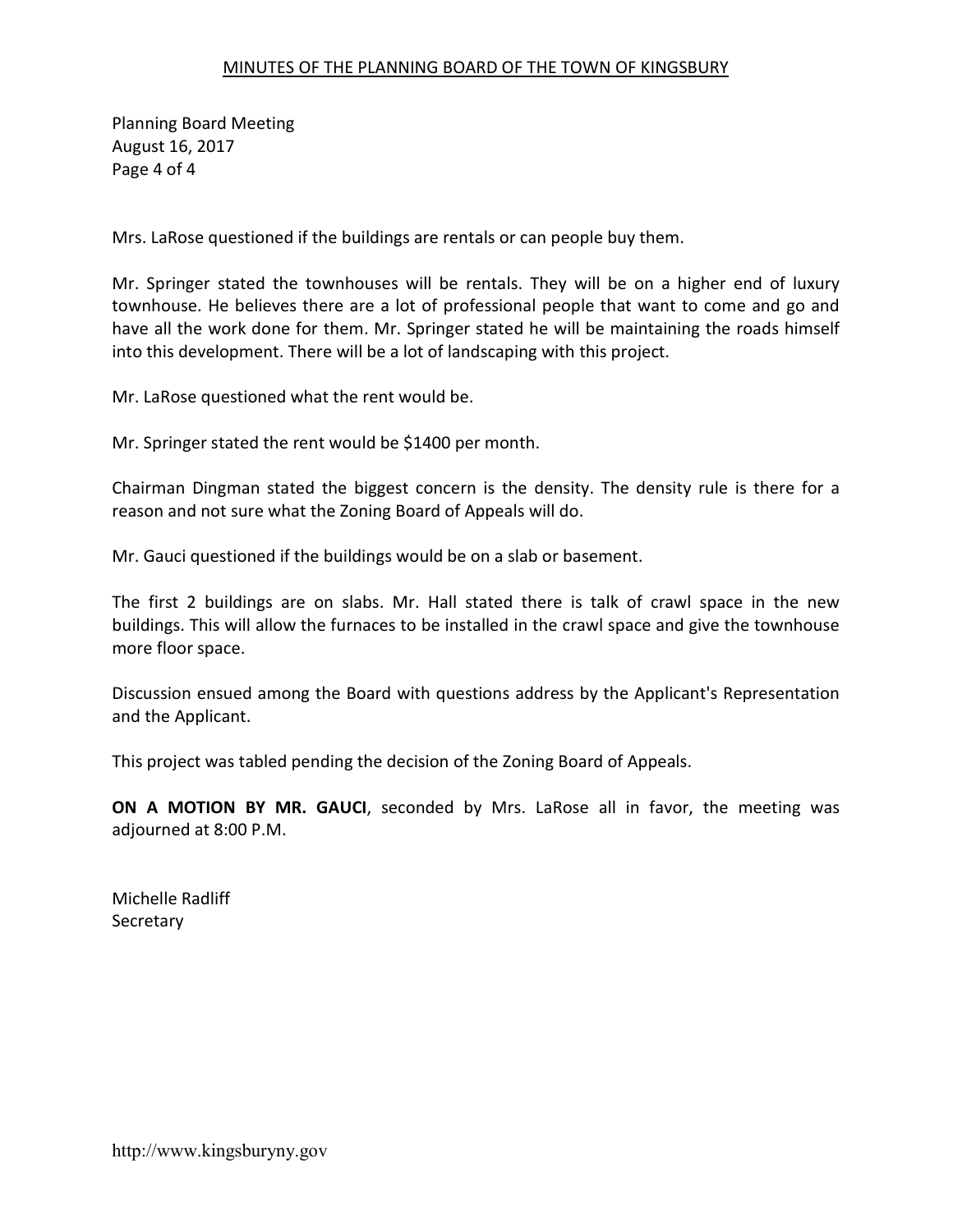Mrs. LaRose questioned if the buildings are rentals or can people buy them.

Mr. Springer stated the townhouses will be rentals. They will be on a higher end of luxury townhouse. He believes there are a lot of professional people that want to come and go and have all the work done for them. Mr. Springer stated he will be maintaining the roads himself into this development. There will be a lot of landscaping with this project.

Mr. LaRose questioned what the rent would be.

Mr. Springer stated the rent would be $1400 per month.

Chairman Dingman stated the biggest concern is the density. The density rule is there for a reason and not sure what the Zoning Board of Appeals will do.

Mr. Gauci questioned if the buildings would be on a slab or basement.

The first 2 buildings are on slabs. Mr. Hall stated there is talk of crawl space in the new buildings. This will allow the furnaces to be installed in the crawl space and give the townhouse more floor space.

Discussion ensued among the Board with questions address by the Applicant's Representation and the Applicant.

This project was tabled pending the decision of the Zoning Board of Appeals.

**ON A MOTION BY MR. GAUCI**, seconded by Mrs. LaRose all in favor, the meeting was adjourned at 8:00 P.M.

Michelle Radliff
Secretary